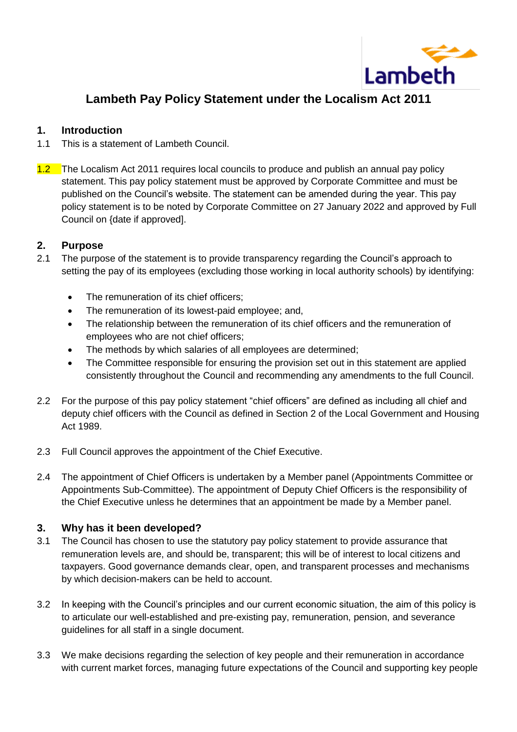# Lambeth Pay Policy Statement under the Localism Act 2011

## 1. Introduction

1.1 This is a statement of Lambeth Council.

1.2 The Localism Act 2011 requires local councils to produce and publish an annual pay policy statement. This pay policy statement must be approved by Corporate Committee and must be published on the Council's website. The statement can be amended during the year. This pay policy statement is to be noted by Corporate Committee on 27 January 2022 and approved by Full Council on {date if approved].

## 2. Purpose

2.1 The purpose of the statement is to provide transparency regarding the Council's approach to setting the pay of its employees (excluding those working in local authority schools) by identifying:

- The remuneration of its chief officers;
- The remuneration of its lowest-paid employee; and,
- The relationship between the remuneration of its chief officers and the remuneration of employees who are not chief officers;
- The methods by which salaries of all employees are determined;
- The Committee responsible for ensuring the provision set out in this statement are applied consistently throughout the Council and recommending any amendments to the full Council.

2.2 For the purpose of this pay policy statement "chief officers" are defined as including all chief and deputy chief officers with the Council as defined in Section 2 of the Local Government and Housing Act 1989.

2.3 Full Council approves the appointment of the Chief Executive.

2.4 The appointment of Chief Officers is undertaken by a Member panel (Appointments Committee or Appointments Sub-Committee). The appointment of Deputy Chief Officers is the responsibility of the Chief Executive unless he determines that an appointment be made by a Member panel.

## 3. Why has it been developed?

3.1 The Council has chosen to use the statutory pay policy statement to provide assurance that remuneration levels are, and should be, transparent; this will be of interest to local citizens and taxpayers. Good governance demands clear, open, and transparent processes and mechanisms by which decision-makers can be held to account.

3.2 In keeping with the Council's principles and our current economic situation, the aim of this policy is to articulate our well-established and pre-existing pay, remuneration, pension, and severance guidelines for all staff in a single document.

3.3 We make decisions regarding the selection of key people and their remuneration in accordance with current market forces, managing future expectations of the Council and supporting key people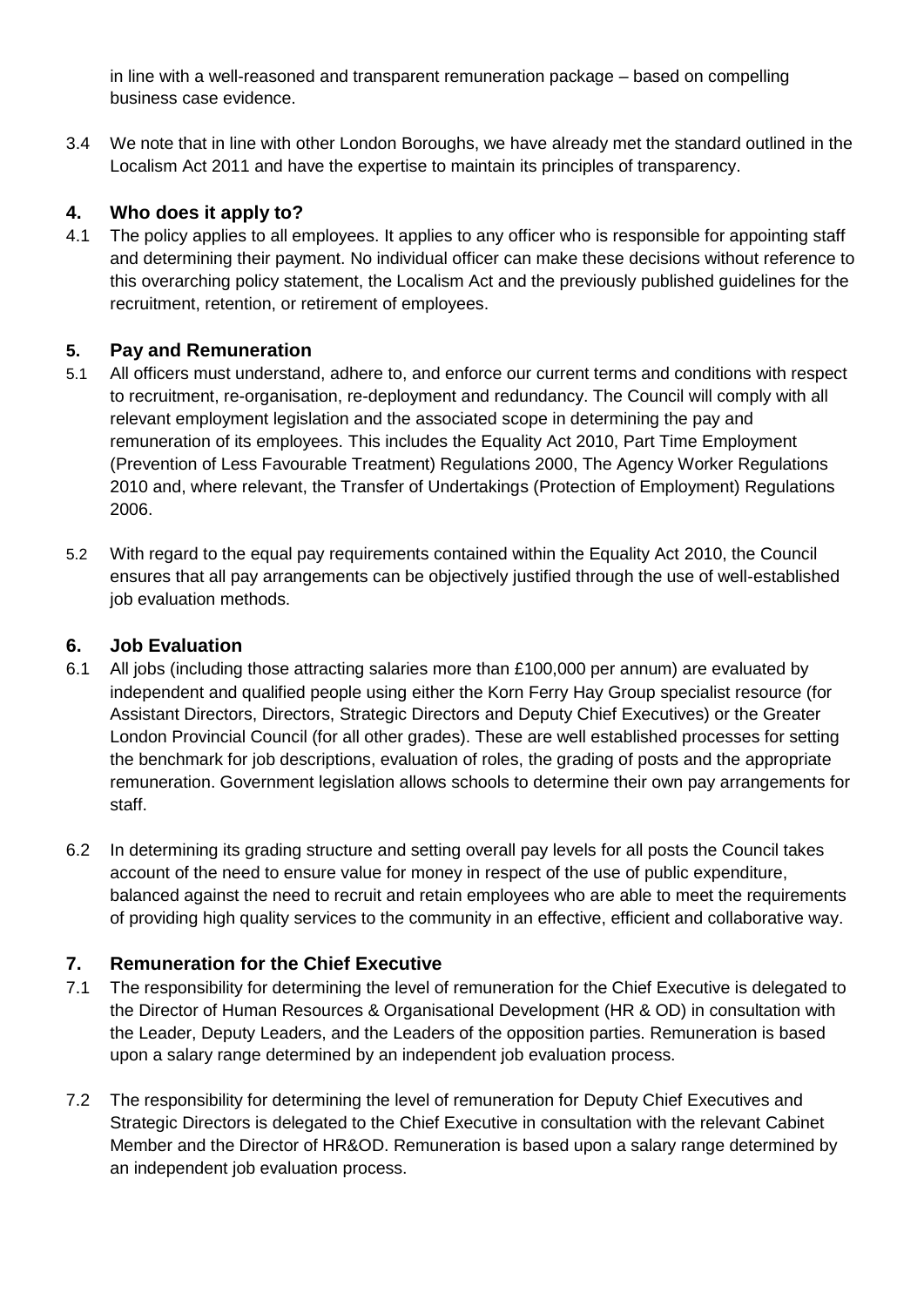in line with a well-reasoned and transparent remuneration package – based on compelling business case evidence.

3.4 We note that in line with other London Boroughs, we have already met the standard outlined in the Localism Act 2011 and have the expertise to maintain its principles of transparency.

## 4. Who does it apply to?

4.1 The policy applies to all employees. It applies to any officer who is responsible for appointing staff and determining their payment. No individual officer can make these decisions without reference to this overarching policy statement, the Localism Act and the previously published guidelines for the recruitment, retention, or retirement of employees.

## 5. Pay and Remuneration

5.1 All officers must understand, adhere to, and enforce our current terms and conditions with respect to recruitment, re-organisation, re-deployment and redundancy. The Council will comply with all relevant employment legislation and the associated scope in determining the pay and remuneration of its employees. This includes the Equality Act 2010, Part Time Employment (Prevention of Less Favourable Treatment) Regulations 2000, The Agency Worker Regulations 2010 and, where relevant, the Transfer of Undertakings (Protection of Employment) Regulations 2006.

5.2 With regard to the equal pay requirements contained within the Equality Act 2010, the Council ensures that all pay arrangements can be objectively justified through the use of well-established job evaluation methods.

## 6. Job Evaluation

6.1 All jobs (including those attracting salaries more than £100,000 per annum) are evaluated by independent and qualified people using either the Korn Ferry Hay Group specialist resource (for Assistant Directors, Directors, Strategic Directors and Deputy Chief Executives) or the Greater London Provincial Council (for all other grades). These are well established processes for setting the benchmark for job descriptions, evaluation of roles, the grading of posts and the appropriate remuneration. Government legislation allows schools to determine their own pay arrangements for staff.

6.2 In determining its grading structure and setting overall pay levels for all posts the Council takes account of the need to ensure value for money in respect of the use of public expenditure, balanced against the need to recruit and retain employees who are able to meet the requirements of providing high quality services to the community in an effective, efficient and collaborative way.

## 7. Remuneration for the Chief Executive

7.1 The responsibility for determining the level of remuneration for the Chief Executive is delegated to the Director of Human Resources & Organisational Development (HR & OD) in consultation with the Leader, Deputy Leaders, and the Leaders of the opposition parties. Remuneration is based upon a salary range determined by an independent job evaluation process.

7.2 The responsibility for determining the level of remuneration for Deputy Chief Executives and Strategic Directors is delegated to the Chief Executive in consultation with the relevant Cabinet Member and the Director of HR&OD. Remuneration is based upon a salary range determined by an independent job evaluation process.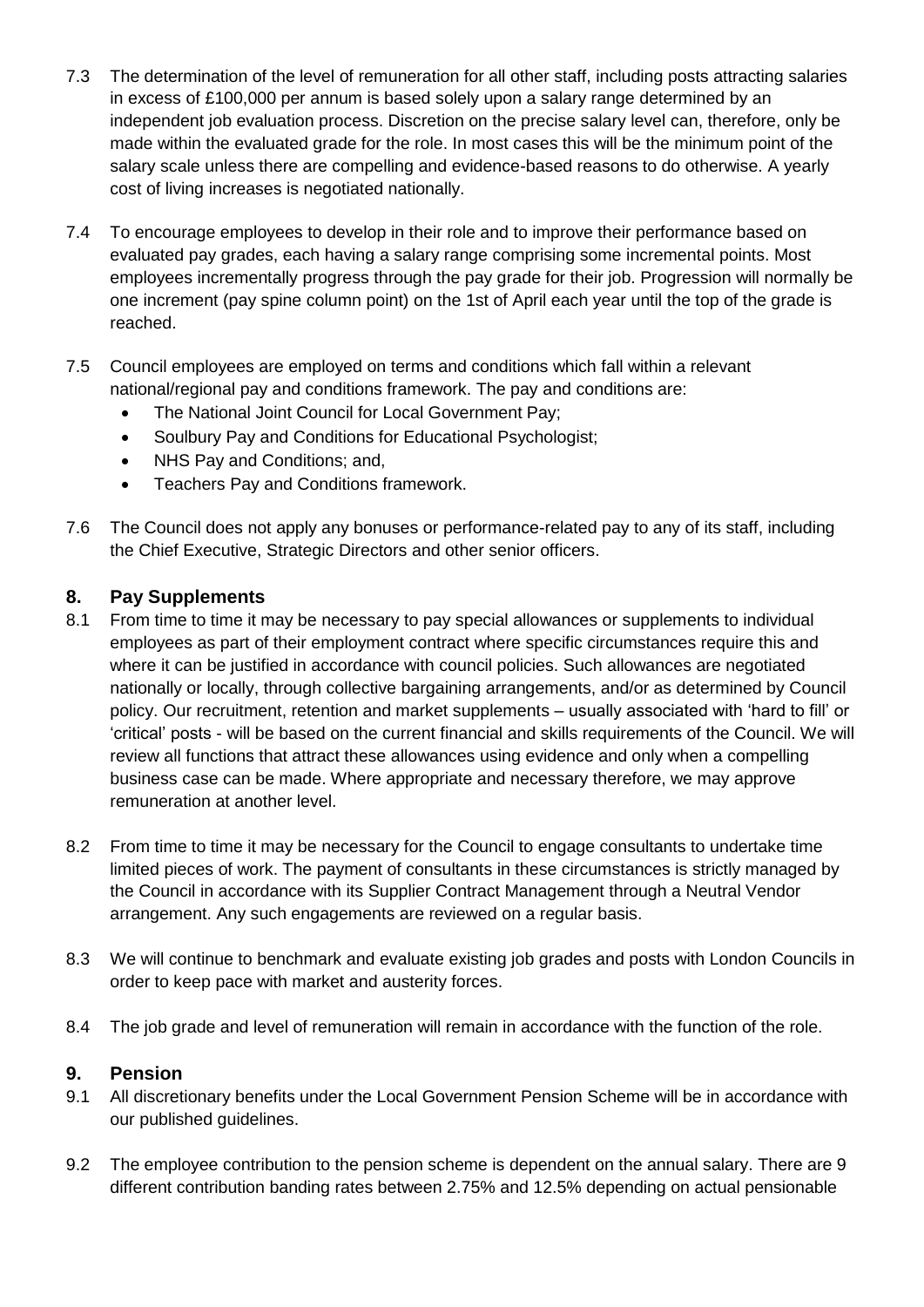7.3 The determination of the level of remuneration for all other staff, including posts attracting salaries in excess of £100,000 per annum is based solely upon a salary range determined by an independent job evaluation process. Discretion on the precise salary level can, therefore, only be made within the evaluated grade for the role. In most cases this will be the minimum point of the salary scale unless there are compelling and evidence-based reasons to do otherwise. A yearly cost of living increases is negotiated nationally.

7.4 To encourage employees to develop in their role and to improve their performance based on evaluated pay grades, each having a salary range comprising some incremental points. Most employees incrementally progress through the pay grade for their job. Progression will normally be one increment (pay spine column point) on the 1st of April each year until the top of the grade is reached.

7.5 Council employees are employed on terms and conditions which fall within a relevant national/regional pay and conditions framework. The pay and conditions are:

- The National Joint Council for Local Government Pay;
- Soulbury Pay and Conditions for Educational Psychologist;
- NHS Pay and Conditions; and,
- Teachers Pay and Conditions framework.

7.6 The Council does not apply any bonuses or performance-related pay to any of its staff, including the Chief Executive, Strategic Directors and other senior officers.

## 8. Pay Supplements

8.1 From time to time it may be necessary to pay special allowances or supplements to individual employees as part of their employment contract where specific circumstances require this and where it can be justified in accordance with council policies. Such allowances are negotiated nationally or locally, through collective bargaining arrangements, and/or as determined by Council policy. Our recruitment, retention and market supplements – usually associated with 'hard to fill' or 'critical' posts - will be based on the current financial and skills requirements of the Council. We will review all functions that attract these allowances using evidence and only when a compelling business case can be made. Where appropriate and necessary therefore, we may approve remuneration at another level.

8.2 From time to time it may be necessary for the Council to engage consultants to undertake time limited pieces of work. The payment of consultants in these circumstances is strictly managed by the Council in accordance with its Supplier Contract Management through a Neutral Vendor arrangement. Any such engagements are reviewed on a regular basis.

8.3 We will continue to benchmark and evaluate existing job grades and posts with London Councils in order to keep pace with market and austerity forces.

8.4 The job grade and level of remuneration will remain in accordance with the function of the role.

## 9. Pension

9.1 All discretionary benefits under the Local Government Pension Scheme will be in accordance with our published guidelines.

9.2 The employee contribution to the pension scheme is dependent on the annual salary. There are 9 different contribution banding rates between 2.75% and 12.5% depending on actual pensionable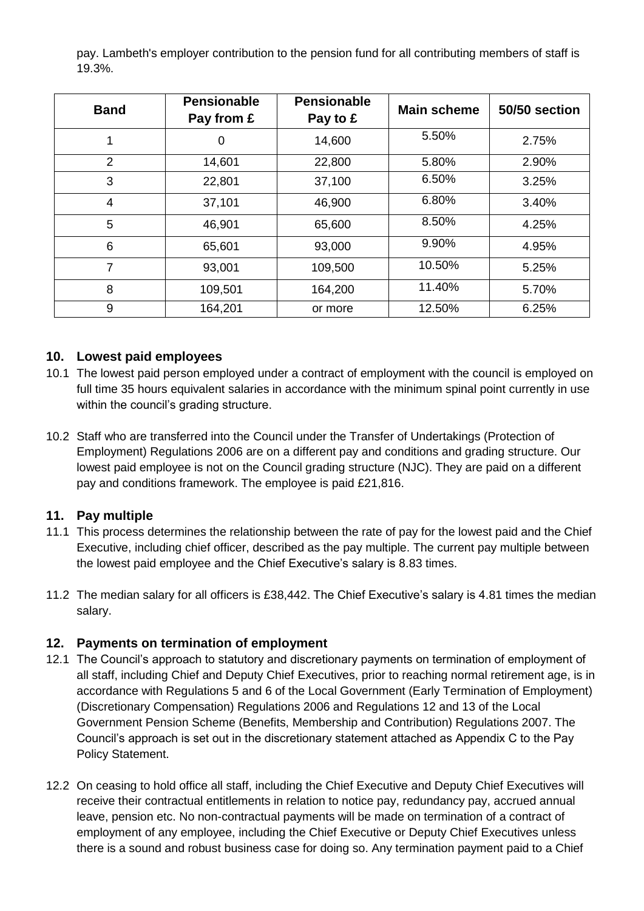pay. Lambeth's employer contribution to the pension fund for all contributing members of staff is 19.3%.

| Band | Pensionable Pay from £ | Pensionable Pay to £ | Main scheme | 50/50 section |
|---|---|---|---|---|
| 1 | 0 | 14,600 | 5.50% | 2.75% |
| 2 | 14,601 | 22,800 | 5.80% | 2.90% |
| 3 | 22,801 | 37,100 | 6.50% | 3.25% |
| 4 | 37,101 | 46,900 | 6.80% | 3.40% |
| 5 | 46,901 | 65,600 | 8.50% | 4.25% |
| 6 | 65,601 | 93,000 | 9.90% | 4.95% |
| 7 | 93,001 | 109,500 | 10.50% | 5.25% |
| 8 | 109,501 | 164,200 | 11.40% | 5.70% |
| 9 | 164,201 | or more | 12.50% | 6.25% |

## 10. Lowest paid employees

10.1 The lowest paid person employed under a contract of employment with the council is employed on full time 35 hours equivalent salaries in accordance with the minimum spinal point currently in use within the council's grading structure.

10.2 Staff who are transferred into the Council under the Transfer of Undertakings (Protection of Employment) Regulations 2006 are on a different pay and conditions and grading structure. Our lowest paid employee is not on the Council grading structure (NJC). They are paid on a different pay and conditions framework. The employee is paid £21,816.

## 11. Pay multiple

11.1 This process determines the relationship between the rate of pay for the lowest paid and the Chief Executive, including chief officer, described as the pay multiple. The current pay multiple between the lowest paid employee and the Chief Executive's salary is 8.83 times.

11.2 The median salary for all officers is £38,442. The Chief Executive's salary is 4.81 times the median salary.

## 12. Payments on termination of employment

12.1 The Council's approach to statutory and discretionary payments on termination of employment of all staff, including Chief and Deputy Chief Executives, prior to reaching normal retirement age, is in accordance with Regulations 5 and 6 of the Local Government (Early Termination of Employment) (Discretionary Compensation) Regulations 2006 and Regulations 12 and 13 of the Local Government Pension Scheme (Benefits, Membership and Contribution) Regulations 2007. The Council's approach is set out in the discretionary statement attached as Appendix C to the Pay Policy Statement.

12.2 On ceasing to hold office all staff, including the Chief Executive and Deputy Chief Executives will receive their contractual entitlements in relation to notice pay, redundancy pay, accrued annual leave, pension etc. No non-contractual payments will be made on termination of a contract of employment of any employee, including the Chief Executive or Deputy Chief Executives unless there is a sound and robust business case for doing so. Any termination payment paid to a Chief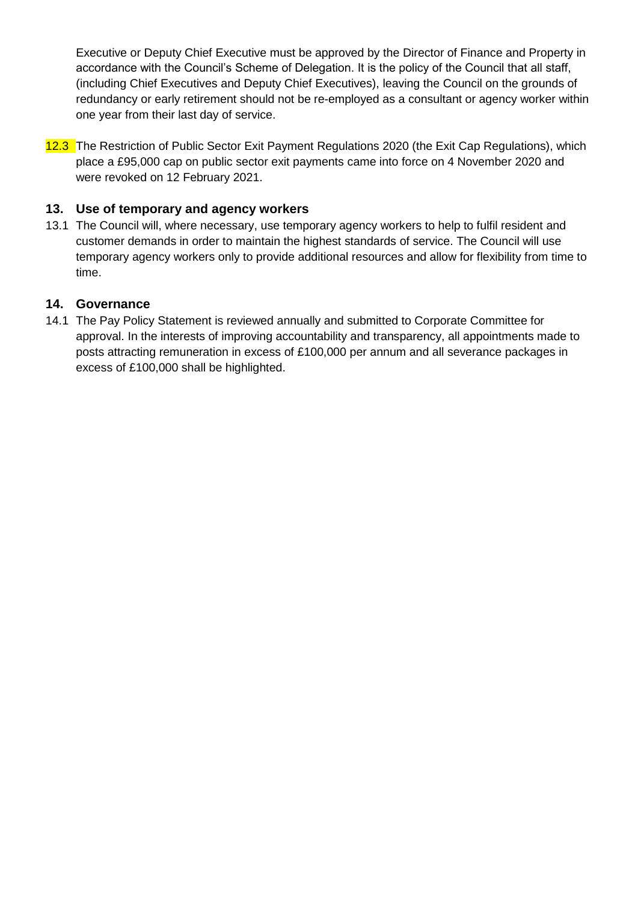Executive or Deputy Chief Executive must be approved by the Director of Finance and Property in accordance with the Council's Scheme of Delegation. It is the policy of the Council that all staff, (including Chief Executives and Deputy Chief Executives), leaving the Council on the grounds of redundancy or early retirement should not be re-employed as a consultant or agency worker within one year from their last day of service.

12.3 The Restriction of Public Sector Exit Payment Regulations 2020 (the Exit Cap Regulations), which place a £95,000 cap on public sector exit payments came into force on 4 November 2020 and were revoked on 12 February 2021.

## 13. Use of temporary and agency workers

13.1 The Council will, where necessary, use temporary agency workers to help to fulfil resident and customer demands in order to maintain the highest standards of service. The Council will use temporary agency workers only to provide additional resources and allow for flexibility from time to time.

## 14. Governance

14.1 The Pay Policy Statement is reviewed annually and submitted to Corporate Committee for approval. In the interests of improving accountability and transparency, all appointments made to posts attracting remuneration in excess of £100,000 per annum and all severance packages in excess of £100,000 shall be highlighted.